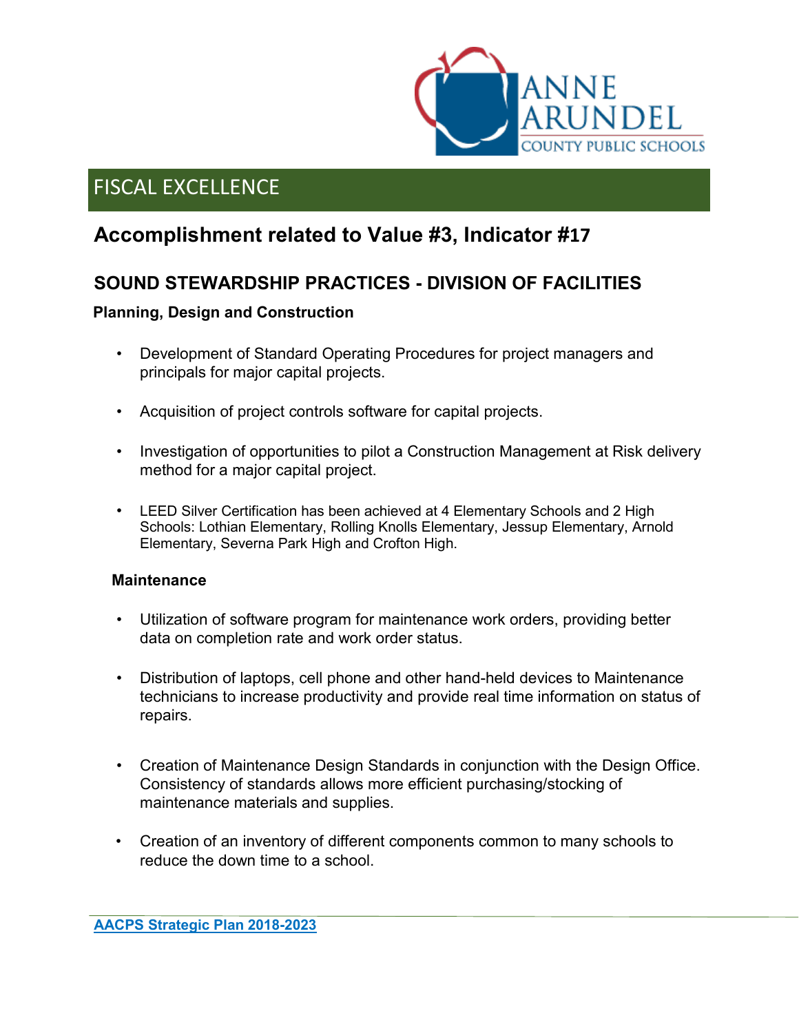ANNE ARUNDEL COUNTY PUBLIC SCHOOLS

# FISCAL EXCELLENCE

## Accomplishment related to Value #3, Indicator #17

### SOUND STEWARDSHIP PRACTICES - DIVISION OF FACILITIES

**Planning, Design and Construction**

- Development of Standard Operating Procedures for project managers and principals for major capital projects.
- Acquisition of project controls software for capital projects.
- Investigation of opportunities to pilot a Construction Management at Risk delivery method for a major capital project.
- LEED Silver Certification has been achieved at 4 Elementary Schools and 2 High Schools: Lothian Elementary, Rolling Knolls Elementary, Jessup Elementary, Arnold Elementary, Severna Park High and Crofton High.

**Maintenance**

- Utilization of software program for maintenance work orders, providing better data on completion rate and work order status.
- Distribution of laptops, cell phone and other hand-held devices to Maintenance technicians to increase productivity and provide real time information on status of repairs.
- Creation of Maintenance Design Standards in conjunction with the Design Office. Consistency of standards allows more efficient purchasing/stocking of maintenance materials and supplies.
- Creation of an inventory of different components common to many schools to reduce the down time to a school.

**AACPS Strategic Plan 2018-2023**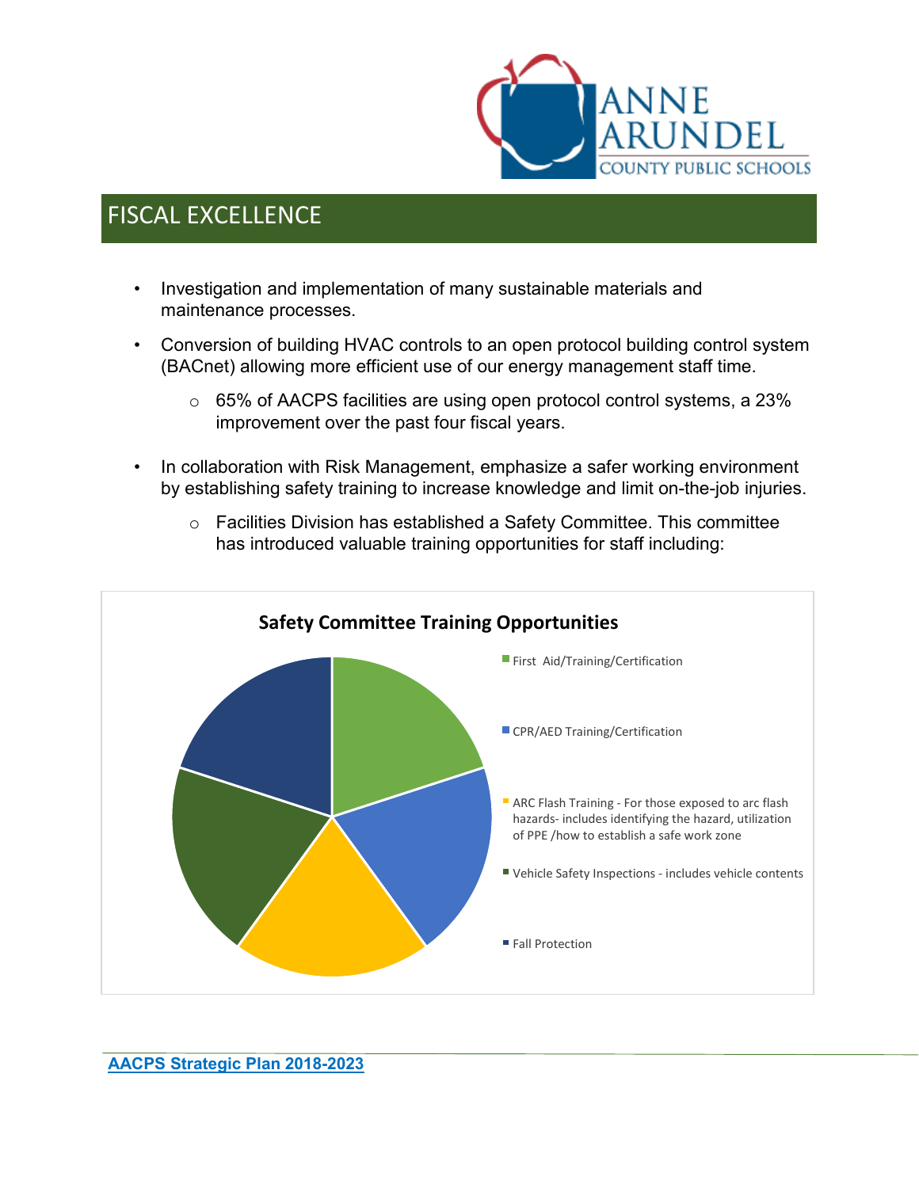## FISCAL EXCELLENCE

- Investigation and implementation of many sustainable materials and maintenance processes.
- Conversion of building HVAC controls to an open protocol building control system (BACnet) allowing more efficient use of our energy management staff time.
    - 65% of AACPS facilities are using open protocol control systems, a 23% improvement over the past four fiscal years.
- In collaboration with Risk Management, emphasize a safer working environment by establishing safety training to increase knowledge and limit on-the-job injuries.
    - Facilities Division has established a Safety Committee. This committee has introduced valuable training opportunities for staff including:

**Safety Committee Training Opportunities**

- First Aid/Training/Certification
- CPR/AED Training/Certification
- ARC Flash Training - For those exposed to arc flash hazards- includes identifying the hazard, utilization of PPE /how to establish a safe work zone
- Vehicle Safety Inspections - includes vehicle contents
- Fall Protection

AACPS Strategic Plan 2018-2023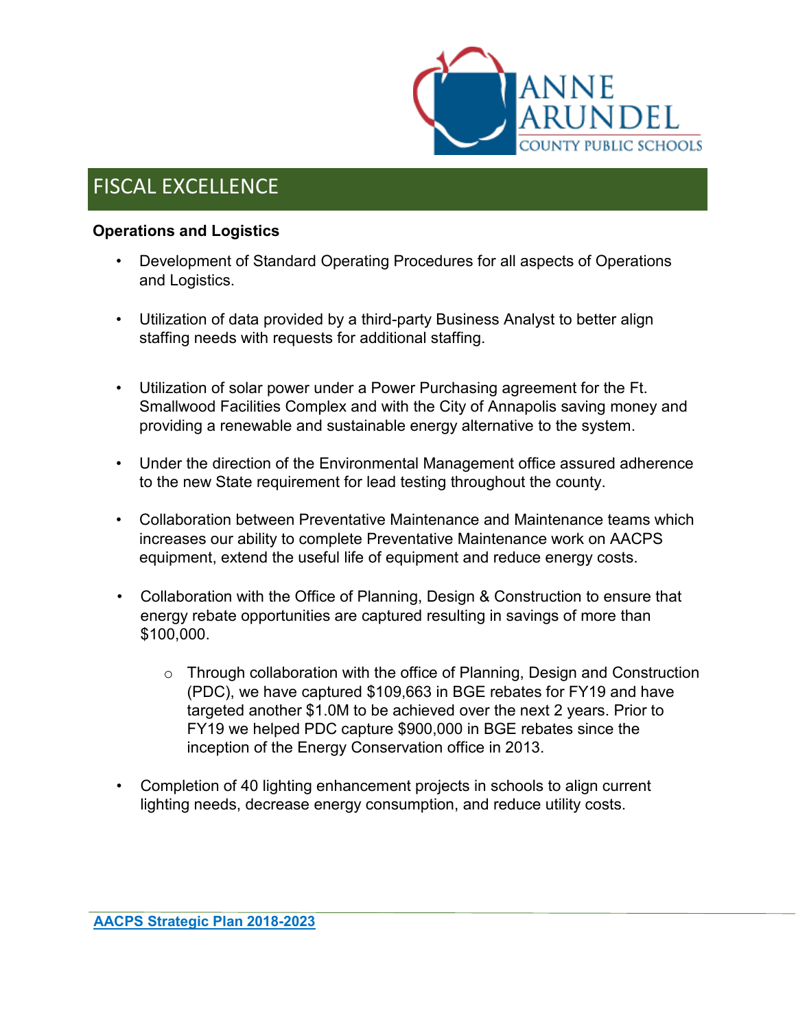## FISCAL EXCELLENCE

**Operations and Logistics**

- Development of Standard Operating Procedures for all aspects of Operations and Logistics.
- Utilization of data provided by a third-party Business Analyst to better align staffing needs with requests for additional staffing.
- Utilization of solar power under a Power Purchasing agreement for the Ft. Smallwood Facilities Complex and with the City of Annapolis saving money and providing a renewable and sustainable energy alternative to the system.
- Under the direction of the Environmental Management office assured adherence to the new State requirement for lead testing throughout the county.
- Collaboration between Preventative Maintenance and Maintenance teams which increases our ability to complete Preventative Maintenance work on AACPS equipment, extend the useful life of equipment and reduce energy costs.
- Collaboration with the Office of Planning, Design & Construction to ensure that energy rebate opportunities are captured resulting in savings of more than $100,000.
  - Through collaboration with the office of Planning, Design and Construction (PDC), we have captured $109,663 in BGE rebates for FY19 and have targeted another $1.0M to be achieved over the next 2 years. Prior to FY19 we helped PDC capture $900,000 in BGE rebates since the inception of the Energy Conservation office in 2013.
- Completion of 40 lighting enhancement projects in schools to align current lighting needs, decrease energy consumption, and reduce utility costs.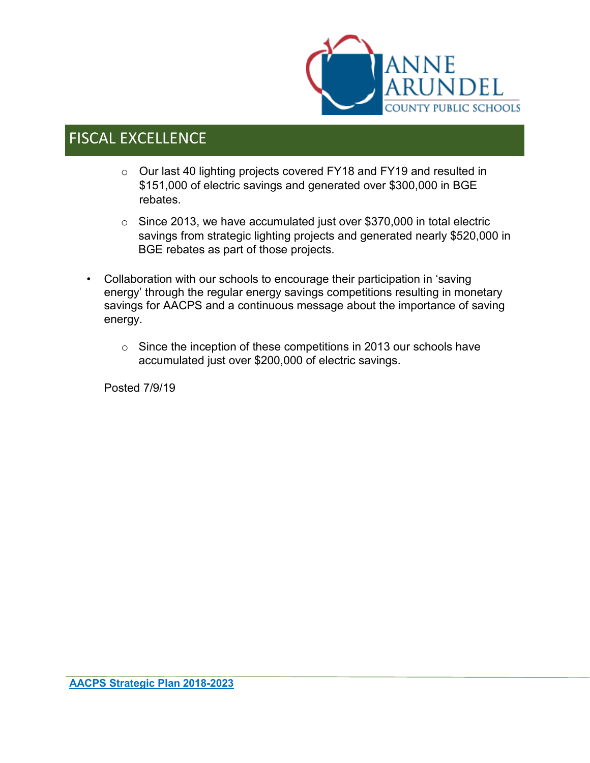## FISCAL EXCELLENCE

  - Our last 40 lighting projects covered FY18 and FY19 and resulted in $151,000 of electric savings and generated over $300,000 in BGE rebates.

  - Since 2013, we have accumulated just over $370,000 in total electric savings from strategic lighting projects and generated nearly $520,000 in BGE rebates as part of those projects.

- Collaboration with our schools to encourage their participation in 'saving energy' through the regular energy savings competitions resulting in monetary savings for AACPS and a continuous message about the importance of saving energy.

  - Since the inception of these competitions in 2013 our schools have accumulated just over $200,000 of electric savings.

Posted 7/9/19